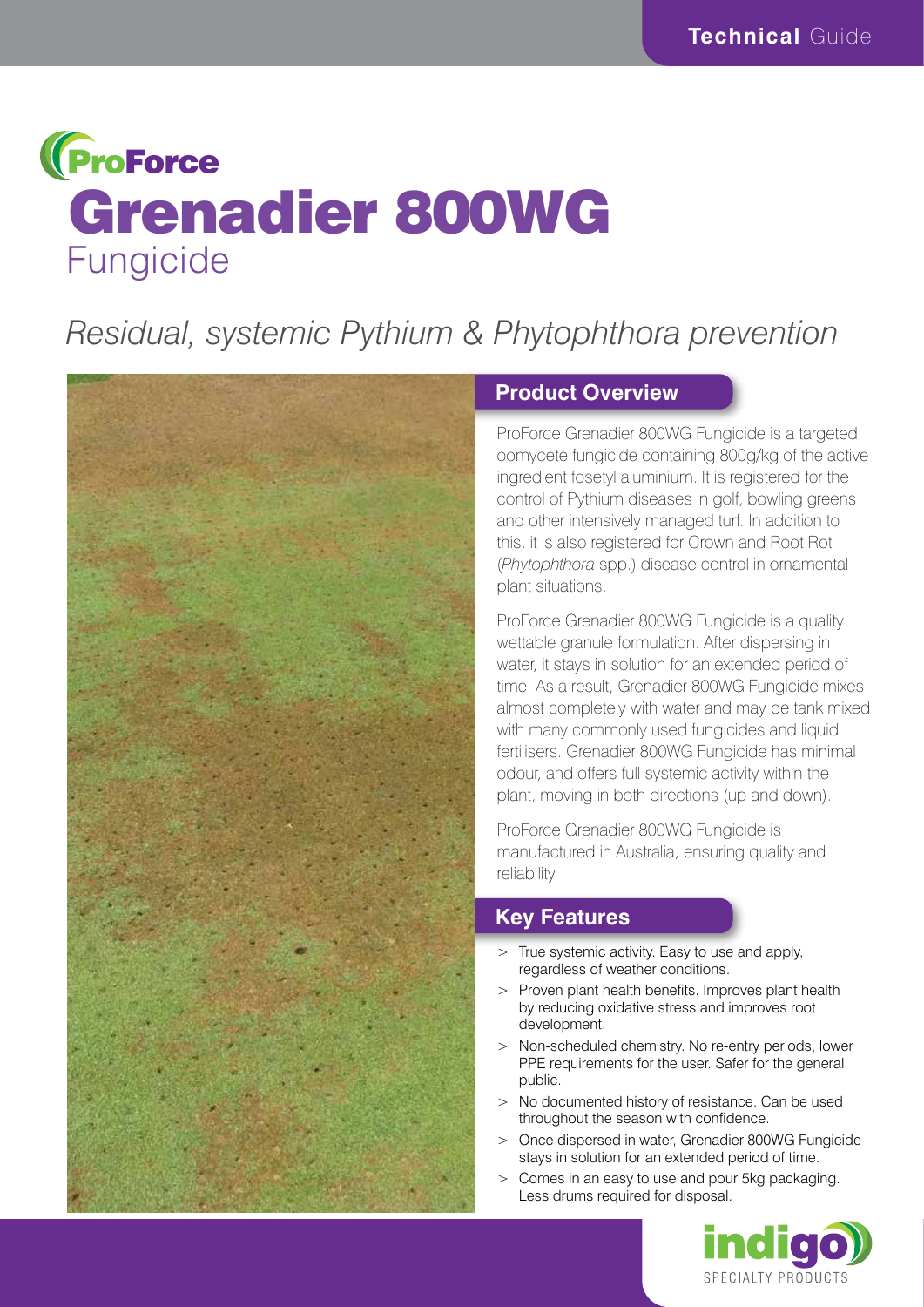ProForce

# Grenadier 800WG

Fungicide

*Residual, systemic Pythium & Phytophthora prevention*

## Product Overview

ProForce Grenadier 800WG Fungicide is a targeted oomycete fungicide containing 800g/kg of the active ingredient fosetyl aluminium. It is registered for the control of Pythium diseases in golf, bowling greens and other intensively managed turf. In addition to this, it is also registered for Crown and Root Rot (*Phytophthora* spp.) disease control in ornamental plant situations.

ProForce Grenadier 800WG Fungicide is a quality wettable granule formulation. After dispersing in water, it stays in solution for an extended period of time. As a result, Grenadier 800WG Fungicide mixes almost completely with water and may be tank mixed with many commonly used fungicides and liquid fertilisers. Grenadier 800WG Fungicide has minimal odour, and offers full systemic activity within the plant, moving in both directions (up and down).

ProForce Grenadier 800WG Fungicide is manufactured in Australia, ensuring quality and reliability.

## Key Features

- True systemic activity. Easy to use and apply, regardless of weather conditions.
- Proven plant health benefits. Improves plant health by reducing oxidative stress and improves root development.
- Non-scheduled chemistry. No re-entry periods, lower PPE requirements for the user. Safer for the general public.
- No documented history of resistance. Can be used throughout the season with confidence.
- Once dispersed in water, Grenadier 800WG Fungicide stays in solution for an extended period of time.
- Comes in an easy to use and pour 5kg packaging. Less drums required for disposal.

indigo SPECIALTY PRODUCTS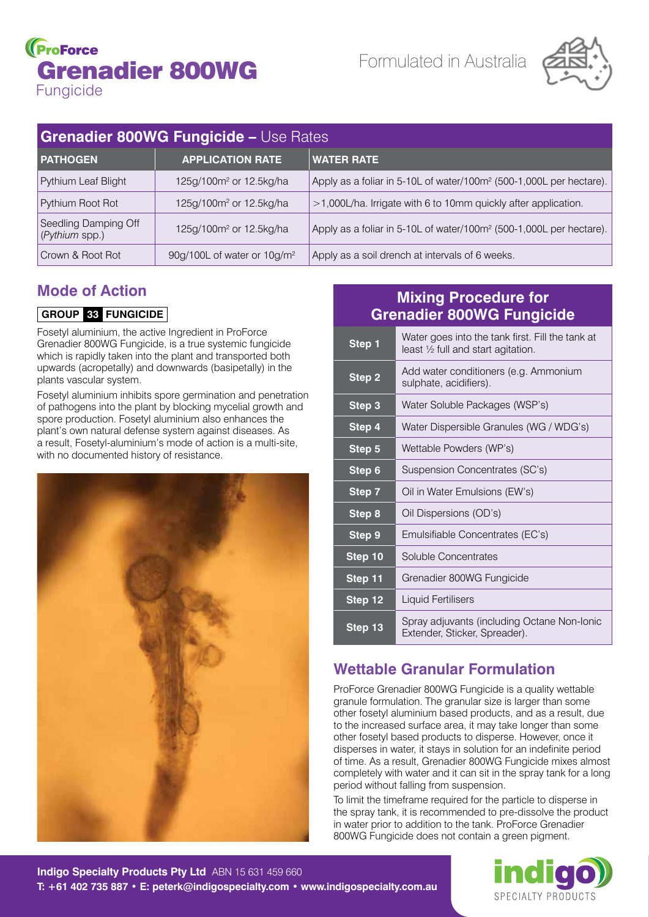ProForce

# Grenadier 800WG

Fungicide

Formulated in Australia

## Grenadier 800WG Fungicide – Use Rates

| PATHOGEN | APPLICATION RATE | WATER RATE |
|---|---|---|
| Pythium Leaf Blight | 125g/100m² or 12.5kg/ha | Apply as a foliar in 5-10L of water/100m² (500-1,000L per hectare). |
| Pythium Root Rot | 125g/100m² or 12.5kg/ha | >1,000L/ha. Irrigate with 6 to 10mm quickly after application. |
| Seedling Damping Off (*Pythium* spp.) | 125g/100m² or 12.5kg/ha | Apply as a foliar in 5-10L of water/100m² (500-1,000L per hectare). |
| Crown & Root Rot | 90g/100L of water or 10g/m² | Apply as a soil drench at intervals of 6 weeks. |

## Mode of Action

**GROUP 33 FUNGICIDE**

Fosetyl aluminium, the active Ingredient in ProForce Grenadier 800WG Fungicide, is a true systemic fungicide which is rapidly taken into the plant and transported both upwards (acropetally) and downwards (basipetally) in the plants vascular system.

Fosetyl aluminium inhibits spore germination and penetration of pathogens into the plant by blocking mycelial growth and spore production. Fosetyl aluminium also enhances the plant's own natural defense system against diseases. As a result, Fosetyl-aluminium's mode of action is a multi-site, with no documented history of resistance.

## Mixing Procedure for Grenadier 800WG Fungicide

| | |
|---|---|
| Step 1 | Water goes into the tank first. Fill the tank at least ½ full and start agitation. |
| Step 2 | Add water conditioners (e.g. Ammonium sulphate, acidifiers). |
| Step 3 | Water Soluble Packages (WSP's) |
| Step 4 | Water Dispersible Granules (WG / WDG's) |
| Step 5 | Wettable Powders (WP's) |
| Step 6 | Suspension Concentrates (SC's) |
| Step 7 | Oil in Water Emulsions (EW's) |
| Step 8 | Oil Dispersions (OD's) |
| Step 9 | Emulsifiable Concentrates (EC's) |
| Step 10 | Soluble Concentrates |
| Step 11 | Grenadier 800WG Fungicide |
| Step 12 | Liquid Fertilisers |
| Step 13 | Spray adjuvants (including Octane Non-Ionic Extender, Sticker, Spreader). |

## Wettable Granular Formulation

ProForce Grenadier 800WG Fungicide is a quality wettable granule formulation. The granular size is larger than some other fosetyl aluminium based products, and as a result, due to the increased surface area, it may take longer than some other fosetyl based products to disperse. However, once it disperses in water, it stays in solution for an indefinite period of time. As a result, Grenadier 800WG Fungicide mixes almost completely with water and it can sit in the spray tank for a long period without falling from suspension.

To limit the timeframe required for the particle to disperse in the spray tank, it is recommended to pre-dissolve the product in water prior to addition to the tank. ProForce Grenadier 800WG Fungicide does not contain a green pigment.

**Indigo Specialty Products Pty Ltd** ABN 15 631 459 660
**T: +61 402 735 887 • E: peterk@indigospecialty.com • www.indigospecialty.com.au**

indigo SPECIALTY PRODUCTS